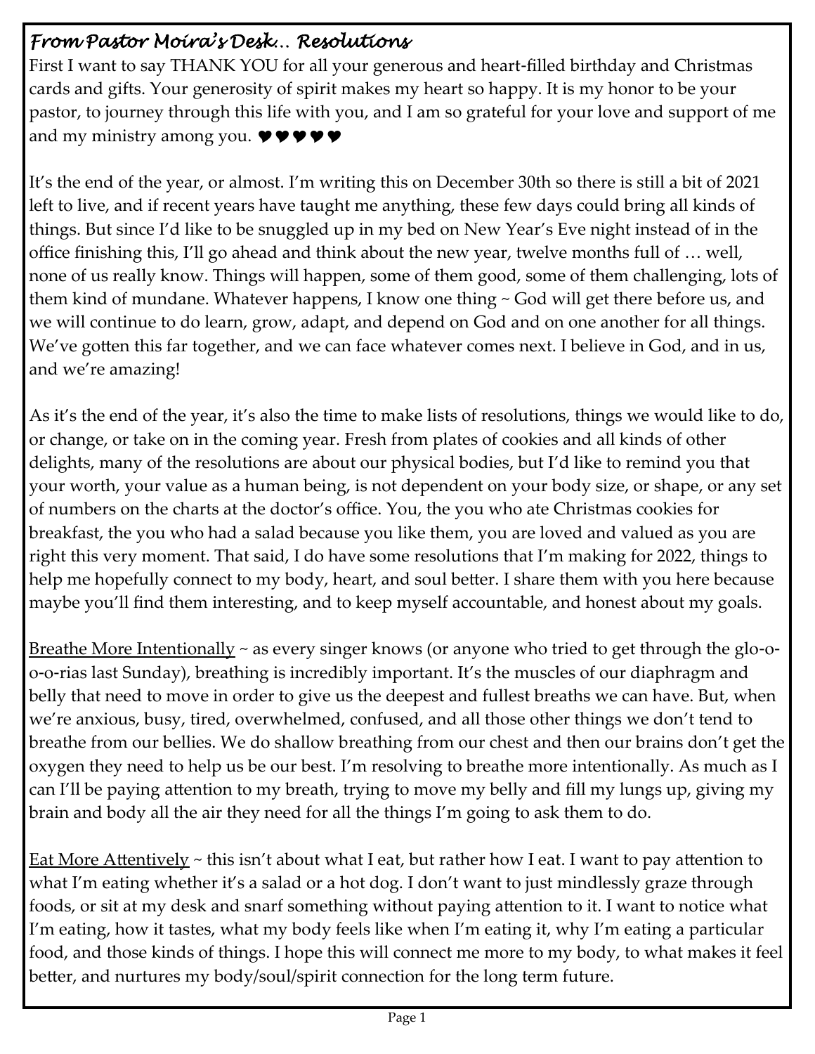## *From Pastor Moira's Desk… Resolutions*

First I want to say THANK YOU for all your generous and heart-filled birthday and Christmas cards and gifts. Your generosity of spirit makes my heart so happy. It is my honor to be your pastor, to journey through this life with you, and I am so grateful for your love and support of me and my ministry among you. ♥♥♥♥♥

It's the end of the year, or almost. I'm writing this on December 30th so there is still a bit of 2021 left to live, and if recent years have taught me anything, these few days could bring all kinds of things. But since I'd like to be snuggled up in my bed on New Year's Eve night instead of in the office finishing this, I'll go ahead and think about the new year, twelve months full of … well, none of us really know. Things will happen, some of them good, some of them challenging, lots of them kind of mundane. Whatever happens, I know one thing ~ God will get there before us, and we will continue to do learn, grow, adapt, and depend on God and on one another for all things. We've gotten this far together, and we can face whatever comes next. I believe in God, and in us, and we're amazing!

As it's the end of the year, it's also the time to make lists of resolutions, things we would like to do, or change, or take on in the coming year. Fresh from plates of cookies and all kinds of other delights, many of the resolutions are about our physical bodies, but I'd like to remind you that your worth, your value as a human being, is not dependent on your body size, or shape, or any set of numbers on the charts at the doctor's office. You, the you who ate Christmas cookies for breakfast, the you who had a salad because you like them, you are loved and valued as you are right this very moment. That said, I do have some resolutions that I'm making for 2022, things to help me hopefully connect to my body, heart, and soul better. I share them with you here because maybe you'll find them interesting, and to keep myself accountable, and honest about my goals.

<u>Breathe More Intentionally</u> ~ as every singer knows (or anyone who tried to get through the glo-o-o-o-rias last Sunday), breathing is incredibly important. It's the muscles of our diaphragm and belly that need to move in order to give us the deepest and fullest breaths we can have. But, when we're anxious, busy, tired, overwhelmed, confused, and all those other things we don't tend to breathe from our bellies. We do shallow breathing from our chest and then our brains don't get the oxygen they need to help us be our best. I'm resolving to breathe more intentionally. As much as I can I'll be paying attention to my breath, trying to move my belly and fill my lungs up, giving my brain and body all the air they need for all the things I'm going to ask them to do.

<u>Eat More Attentively</u> ~ this isn't about what I eat, but rather how I eat. I want to pay attention to what I'm eating whether it's a salad or a hot dog. I don't want to just mindlessly graze through foods, or sit at my desk and snarf something without paying attention to it. I want to notice what I'm eating, how it tastes, what my body feels like when I'm eating it, why I'm eating a particular food, and those kinds of things. I hope this will connect me more to my body, to what makes it feel better, and nurtures my body/soul/spirit connection for the long term future.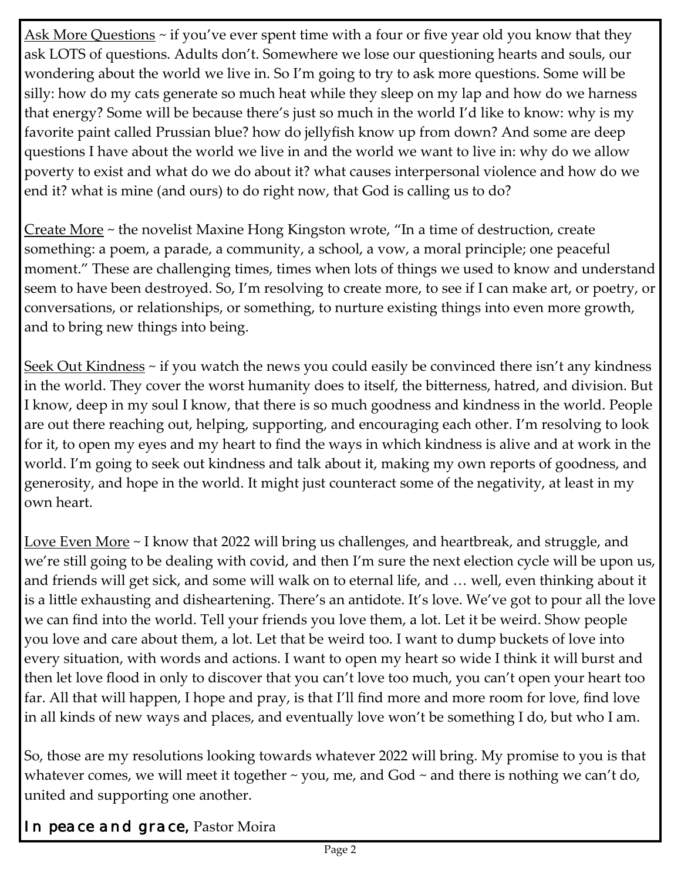<u>Ask More Questions</u> ~ if you've ever spent time with a four or five year old you know that they ask LOTS of questions. Adults don't. Somewhere we lose our questioning hearts and souls, our wondering about the world we live in. So I'm going to try to ask more questions. Some will be silly: how do my cats generate so much heat while they sleep on my lap and how do we harness that energy? Some will be because there's just so much in the world I'd like to know: why is my favorite paint called Prussian blue? how do jellyfish know up from down? And some are deep questions I have about the world we live in and the world we want to live in: why do we allow poverty to exist and what do we do about it? what causes interpersonal violence and how do we end it? what is mine (and ours) to do right now, that God is calling us to do?

<u>Create More</u> ~ the novelist Maxine Hong Kingston wrote, "In a time of destruction, create something: a poem, a parade, a community, a school, a vow, a moral principle; one peaceful moment." These are challenging times, times when lots of things we used to know and understand seem to have been destroyed. So, I'm resolving to create more, to see if I can make art, or poetry, or conversations, or relationships, or something, to nurture existing things into even more growth, and to bring new things into being.

<u>Seek Out Kindness</u> ~ if you watch the news you could easily be convinced there isn't any kindness in the world. They cover the worst humanity does to itself, the bitterness, hatred, and division. But I know, deep in my soul I know, that there is so much goodness and kindness in the world. People are out there reaching out, helping, supporting, and encouraging each other. I'm resolving to look for it, to open my eyes and my heart to find the ways in which kindness is alive and at work in the world. I'm going to seek out kindness and talk about it, making my own reports of goodness, and generosity, and hope in the world. It might just counteract some of the negativity, at least in my own heart.

<u>Love Even More</u> ~ I know that 2022 will bring us challenges, and heartbreak, and struggle, and we're still going to be dealing with covid, and then I'm sure the next election cycle will be upon us, and friends will get sick, and some will walk on to eternal life, and … well, even thinking about it is a little exhausting and disheartening. There's an antidote. It's love. We've got to pour all the love we can find into the world. Tell your friends you love them, a lot. Let it be weird. Show people you love and care about them, a lot. Let that be weird too. I want to dump buckets of love into every situation, with words and actions. I want to open my heart so wide I think it will burst and then let love flood in only to discover that you can't love too much, you can't open your heart too far. All that will happen, I hope and pray, is that I'll find more and more room for love, find love in all kinds of new ways and places, and eventually love won't be something I do, but who I am.

So, those are my resolutions looking towards whatever 2022 will bring. My promise to you is that whatever comes, we will meet it together ~ you, me, and God ~ and there is nothing we can't do, united and supporting one another.

**In peace and grace,** Pastor Moira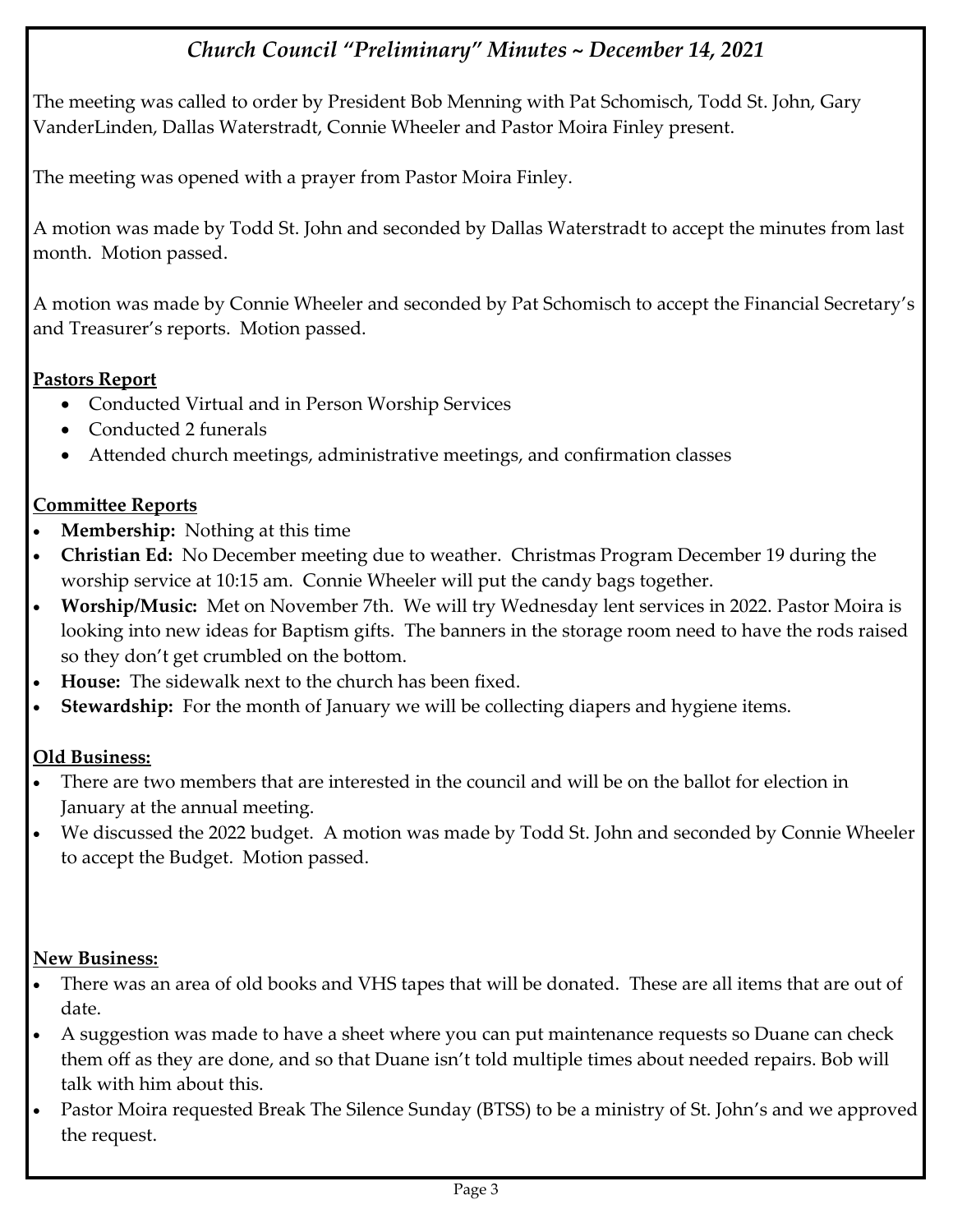## *Church Council "Preliminary" Minutes ~ December 14, 2021*

The meeting was called to order by President Bob Menning with Pat Schomisch, Todd St. John, Gary VanderLinden, Dallas Waterstradt, Connie Wheeler and Pastor Moira Finley present.

The meeting was opened with a prayer from Pastor Moira Finley.

A motion was made by Todd St. John and seconded by Dallas Waterstradt to accept the minutes from last month. Motion passed.

A motion was made by Connie Wheeler and seconded by Pat Schomisch to accept the Financial Secretary's and Treasurer's reports. Motion passed.

**Pastors Report**

- Conducted Virtual and in Person Worship Services
- Conducted 2 funerals
- Attended church meetings, administrative meetings, and confirmation classes

**Committee Reports**

- **Membership:** Nothing at this time
- **Christian Ed:** No December meeting due to weather. Christmas Program December 19 during the worship service at 10:15 am. Connie Wheeler will put the candy bags together.
- **Worship/Music:** Met on November 7th. We will try Wednesday lent services in 2022. Pastor Moira is looking into new ideas for Baptism gifts. The banners in the storage room need to have the rods raised so they don't get crumbled on the bottom.
- **House:** The sidewalk next to the church has been fixed.
- **Stewardship:** For the month of January we will be collecting diapers and hygiene items.

**Old Business:**

- There are two members that are interested in the council and will be on the ballot for election in January at the annual meeting.
- We discussed the 2022 budget. A motion was made by Todd St. John and seconded by Connie Wheeler to accept the Budget. Motion passed.

**New Business:**

- There was an area of old books and VHS tapes that will be donated. These are all items that are out of date.
- A suggestion was made to have a sheet where you can put maintenance requests so Duane can check them off as they are done, and so that Duane isn't told multiple times about needed repairs. Bob will talk with him about this.
- Pastor Moira requested Break The Silence Sunday (BTSS) to be a ministry of St. John's and we approved the request.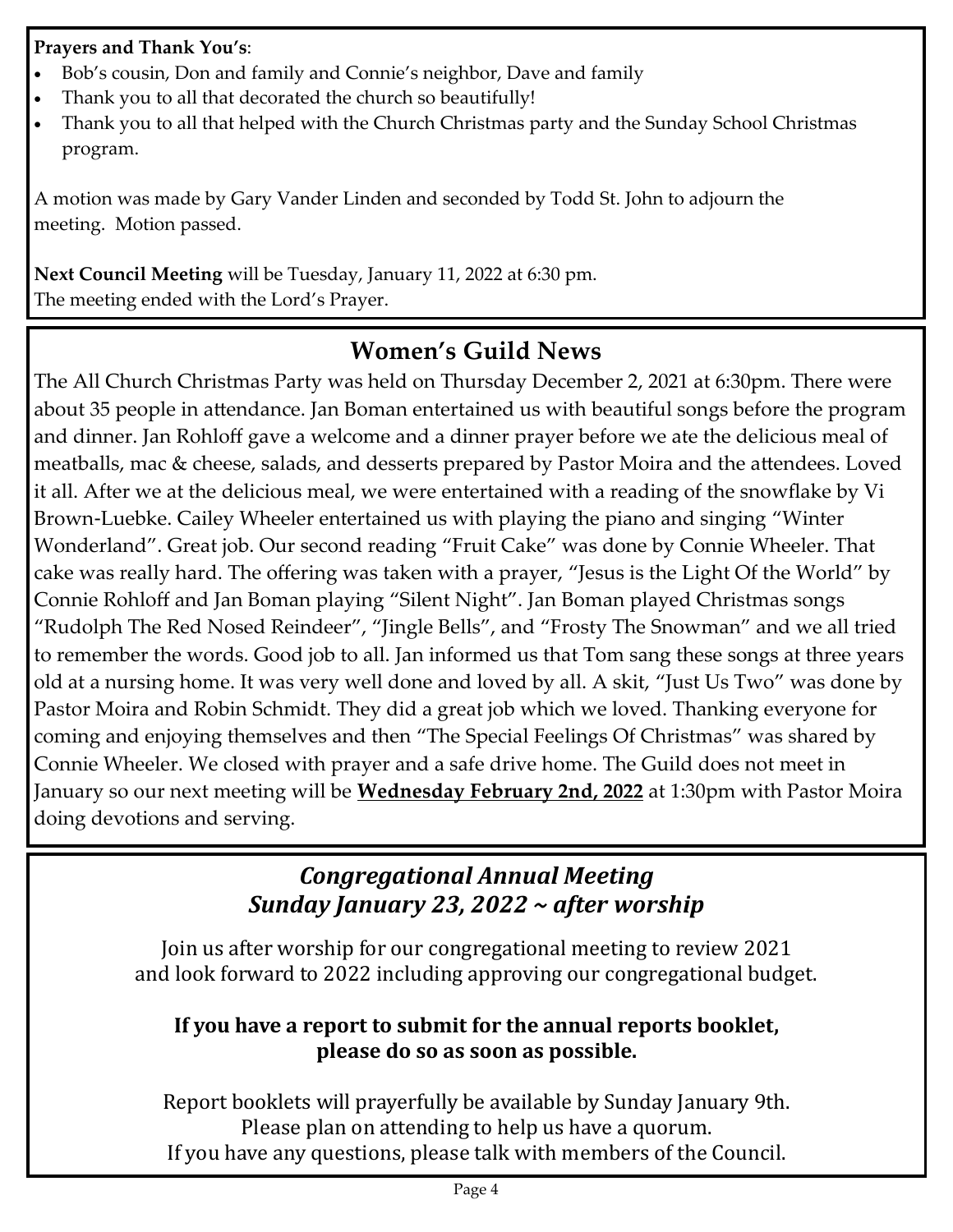**Prayers and Thank You's**:

- Bob's cousin, Don and family and Connie's neighbor, Dave and family
- Thank you to all that decorated the church so beautifully!
- Thank you to all that helped with the Church Christmas party and the Sunday School Christmas program.

A motion was made by Gary Vander Linden and seconded by Todd St. John to adjourn the meeting. Motion passed.

**Next Council Meeting** will be Tuesday, January 11, 2022 at 6:30 pm.
The meeting ended with the Lord's Prayer.

## Women's Guild News

The All Church Christmas Party was held on Thursday December 2, 2021 at 6:30pm. There were about 35 people in attendance. Jan Boman entertained us with beautiful songs before the program and dinner. Jan Rohloff gave a welcome and a dinner prayer before we ate the delicious meal of meatballs, mac & cheese, salads, and desserts prepared by Pastor Moira and the attendees. Loved it all. After we at the delicious meal, we were entertained with a reading of the snowflake by Vi Brown-Luebke. Cailey Wheeler entertained us with playing the piano and singing "Winter Wonderland". Great job. Our second reading "Fruit Cake" was done by Connie Wheeler. That cake was really hard. The offering was taken with a prayer, "Jesus is the Light Of the World" by Connie Rohloff and Jan Boman playing "Silent Night". Jan Boman played Christmas songs "Rudolph The Red Nosed Reindeer", "Jingle Bells", and "Frosty The Snowman" and we all tried to remember the words. Good job to all. Jan informed us that Tom sang these songs at three years old at a nursing home. It was very well done and loved by all. A skit, "Just Us Two" was done by Pastor Moira and Robin Schmidt. They did a great job which we loved. Thanking everyone for coming and enjoying themselves and then "The Special Feelings Of Christmas" was shared by Connie Wheeler. We closed with prayer and a safe drive home. The Guild does not meet in January so our next meeting will be **Wednesday February 2nd, 2022** at 1:30pm with Pastor Moira doing devotions and serving.

## *Congregational Annual Meeting*
## *Sunday January 23, 2022 ~ after worship*

Join us after worship for our congregational meeting to review 2021 and look forward to 2022 including approving our congregational budget.

**If you have a report to submit for the annual reports booklet, please do so as soon as possible.**

Report booklets will prayerfully be available by Sunday January 9th.
Please plan on attending to help us have a quorum.
If you have any questions, please talk with members of the Council.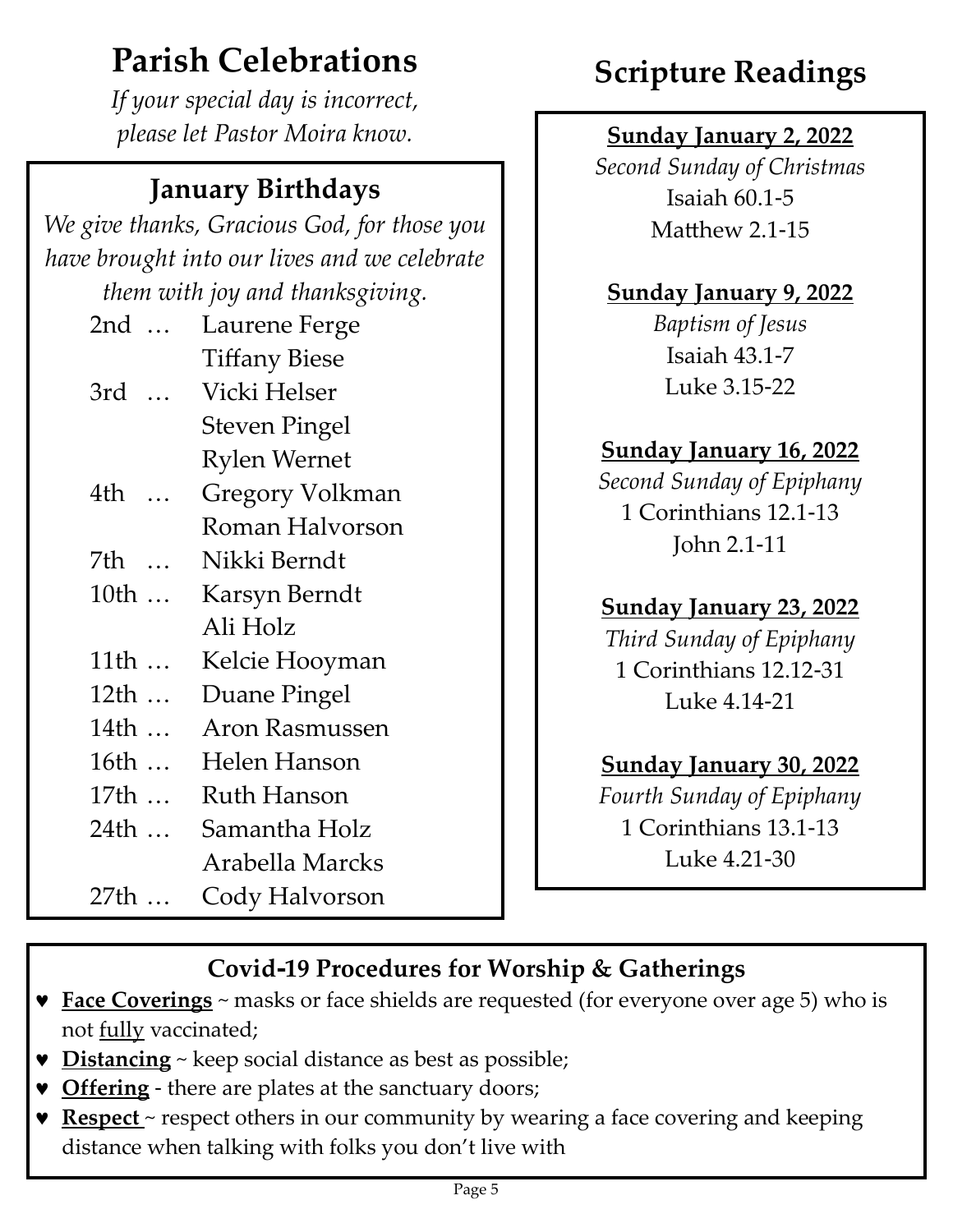# Parish Celebrations

*If your special day is incorrect, please let Pastor Moira know.*

## January Birthdays

*We give thanks, Gracious God, for those you have brought into our lives and we celebrate them with joy and thanksgiving.*

| | |
|---|---|
| 2nd … | Laurene Ferge |
| | Tiffany Biese |
| 3rd … | Vicki Helser |
| | Steven Pingel |
| | Rylen Wernet |
| 4th … | Gregory Volkman |
| | Roman Halvorson |
| 7th … | Nikki Berndt |
| 10th … | Karsyn Berndt |
| | Ali Holz |
| 11th … | Kelcie Hooyman |
| 12th … | Duane Pingel |
| 14th … | Aron Rasmussen |
| 16th … | Helen Hanson |
| 17th … | Ruth Hanson |
| 24th … | Samantha Holz |
| | Arabella Marcks |
| 27th … | Cody Halvorson |

# Scripture Readings

**Sunday January 2, 2022**
*Second Sunday of Christmas*
Isaiah 60.1-5
Matthew 2.1-15

**Sunday January 9, 2022**
*Baptism of Jesus*
Isaiah 43.1-7
Luke 3.15-22

**Sunday January 16, 2022**
*Second Sunday of Epiphany*
1 Corinthians 12.1-13
John 2.1-11

**Sunday January 23, 2022**
*Third Sunday of Epiphany*
1 Corinthians 12.12-31
Luke 4.14-21

**Sunday January 30, 2022**
*Fourth Sunday of Epiphany*
1 Corinthians 13.1-13
Luke 4.21-30

## Covid-19 Procedures for Worship & Gatherings

- **Face Coverings** ~ masks or face shields are requested (for everyone over age 5) who is not fully vaccinated;
- **Distancing** ~ keep social distance as best as possible;
- **Offering** - there are plates at the sanctuary doors;
- **Respect** ~ respect others in our community by wearing a face covering and keeping distance when talking with folks you don't live with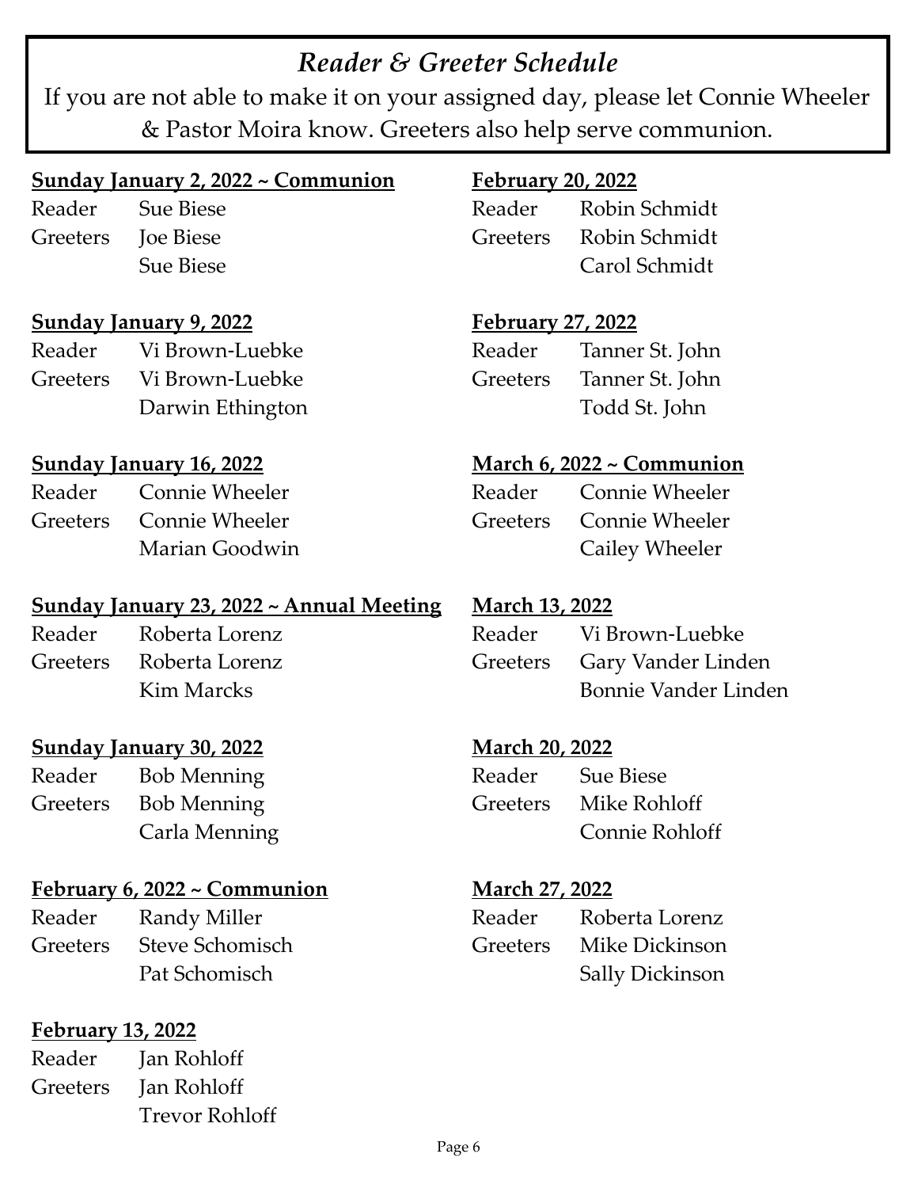# *Reader & Greeter Schedule*

If you are not able to make it on your assigned day, please let Connie Wheeler & Pastor Moira know. Greeters also help serve communion.

**Sunday January 2, 2022 ~ Communion**

Reader Sue Biese
Greeters Joe Biese
Sue Biese

**Sunday January 9, 2022**

Reader Vi Brown-Luebke
Greeters Vi Brown-Luebke
Darwin Ethington

**Sunday January 16, 2022**

Reader Connie Wheeler
Greeters Connie Wheeler
Marian Goodwin

**Sunday January 23, 2022 ~ Annual Meeting**

Reader Roberta Lorenz
Greeters Roberta Lorenz
Kim Marcks

**Sunday January 30, 2022**

Reader Bob Menning
Greeters Bob Menning
Carla Menning

**February 6, 2022 ~ Communion**

Reader Randy Miller
Greeters Steve Schomisch
Pat Schomisch

**February 13, 2022**

Reader Jan Rohloff
Greeters Jan Rohloff
Trevor Rohloff

**February 20, 2022**

Reader Robin Schmidt
Greeters Robin Schmidt
Carol Schmidt

**February 27, 2022**

Reader Tanner St. John
Greeters Tanner St. John
Todd St. John

**March 6, 2022 ~ Communion**

Reader Connie Wheeler
Greeters Connie Wheeler
Cailey Wheeler

**March 13, 2022**

Reader Vi Brown-Luebke
Greeters Gary Vander Linden
Bonnie Vander Linden

**March 20, 2022**

Reader Sue Biese
Greeters Mike Rohloff
Connie Rohloff

**March 27, 2022**

Reader Roberta Lorenz
Greeters Mike Dickinson
Sally Dickinson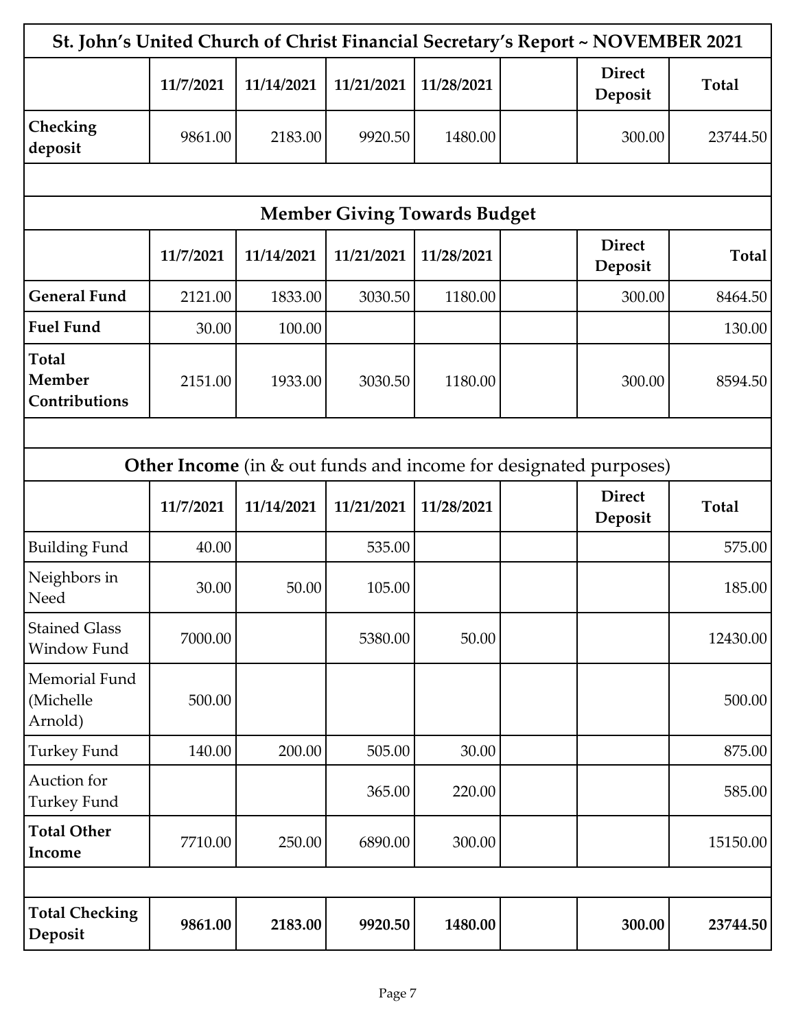# St. John's United Church of Christ Financial Secretary's Report ~ NOVEMBER 2021

| | 11/7/2021 | 11/14/2021 | 11/21/2021 | 11/28/2021 | | Direct Deposit | Total |
|---|---|---|---|---|---|---|---|
| **Checking deposit** | 9861.00 | 2183.00 | 9920.50 | 1480.00 | | 300.00 | 23744.50 |

## Member Giving Towards Budget

| | 11/7/2021 | 11/14/2021 | 11/21/2021 | 11/28/2021 | | Direct Deposit | Total |
|---|---|---|---|---|---|---|---|
| **General Fund** | 2121.00 | 1833.00 | 3030.50 | 1180.00 | | 300.00 | 8464.50 |
| **Fuel Fund** | 30.00 | 100.00 | | | | | 130.00 |
| **Total Member Contributions** | 2151.00 | 1933.00 | 3030.50 | 1180.00 | | 300.00 | 8594.50 |

## **Other Income** (in & out funds and income for designated purposes)

| | 11/7/2021 | 11/14/2021 | 11/21/2021 | 11/28/2021 | | Direct Deposit | Total |
|---|---|---|---|---|---|---|---|
| Building Fund | 40.00 | | 535.00 | | | | 575.00 |
| Neighbors in Need | 30.00 | 50.00 | 105.00 | | | | 185.00 |
| Stained Glass Window Fund | 7000.00 | | 5380.00 | 50.00 | | | 12430.00 |
| Memorial Fund (Michelle Arnold) | 500.00 | | | | | | 500.00 |
| Turkey Fund | 140.00 | 200.00 | 505.00 | 30.00 | | | 875.00 |
| Auction for Turkey Fund | | | 365.00 | 220.00 | | | 585.00 |
| **Total Other Income** | 7710.00 | 250.00 | 6890.00 | 300.00 | | | 15150.00 |

| | | | | | | | |
|---|---|---|---|---|---|---|---|
| **Total Checking Deposit** | **9861.00** | **2183.00** | **9920.50** | **1480.00** | | **300.00** | **23744.50** |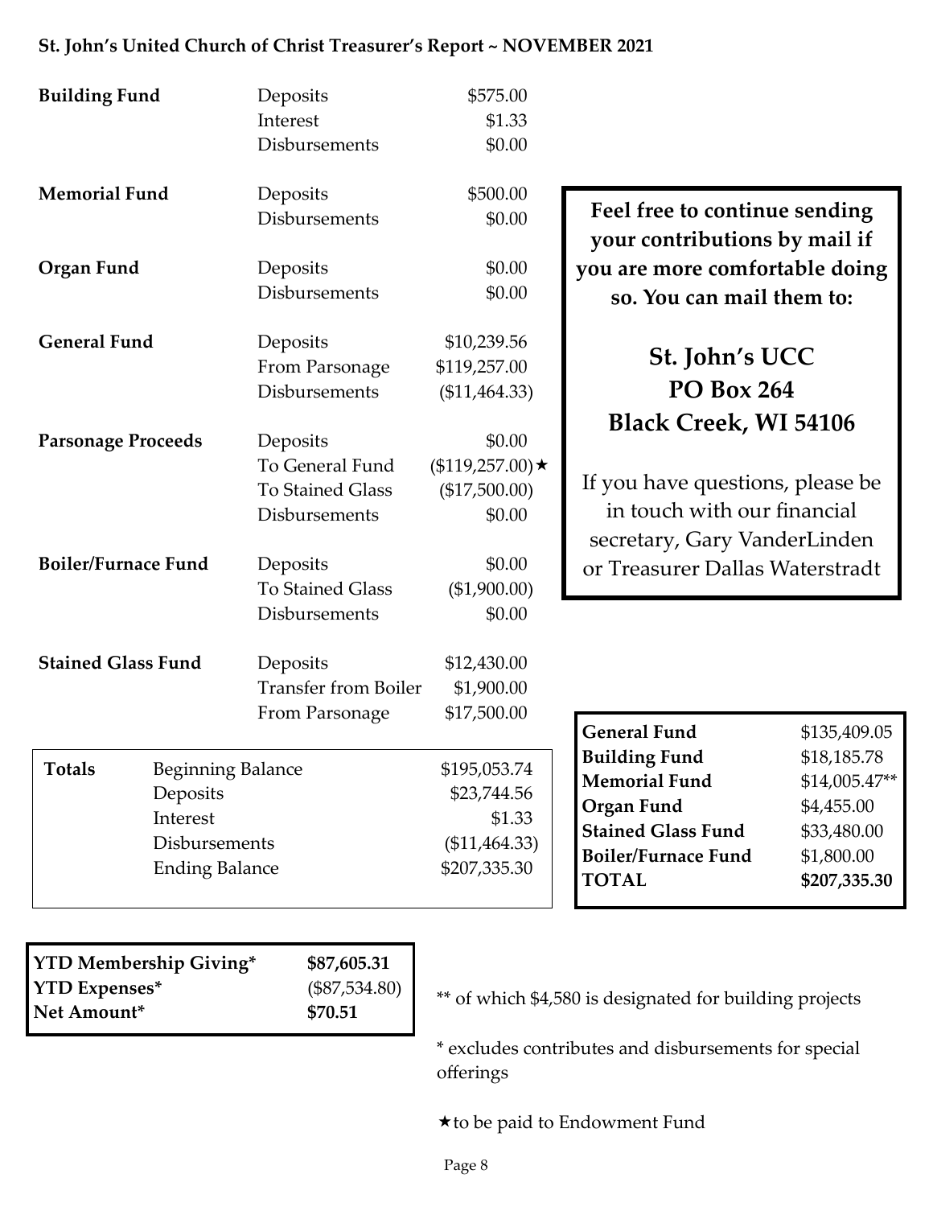**St. John's United Church of Christ Treasurer's Report ~ NOVEMBER 2021**

| Fund | Item | Amount |
|---|---|---|
| **Building Fund** | Deposits | $575.00 |
| | Interest | $1.33 |
| | Disbursements | $0.00 |
| **Memorial Fund** | Deposits | $500.00 |
| | Disbursements | $0.00 |
| **Organ Fund** | Deposits | $0.00 |
| | Disbursements | $0.00 |
| **General Fund** | Deposits | $10,239.56 |
| | From Parsonage | $119,257.00 |
| | Disbursements | ($11,464.33) |
| **Parsonage Proceeds** | Deposits | $0.00 |
| | To General Fund | ($119,257.00)★ |
| | To Stained Glass | ($17,500.00) |
| | Disbursements | $0.00 |
| **Boiler/Furnace Fund** | Deposits | $0.00 |
| | To Stained Glass | ($1,900.00) |
| | Disbursements | $0.00 |
| **Stained Glass Fund** | Deposits | $12,430.00 |
| | Transfer from Boiler | $1,900.00 |
| | From Parsonage | $17,500.00 |

| **Totals** | | |
|---|---|---|
| | Beginning Balance | $195,053.74 |
| | Deposits | $23,744.56 |
| | Interest | $1.33 |
| | Disbursements | ($11,464.33) |
| | Ending Balance | $207,335.30 |

**Feel free to continue sending your contributions by mail if you are more comfortable doing so. You can mail them to:**

**St. John's UCC**
**PO Box 264**
**Black Creek, WI 54106**

If you have questions, please be in touch with our financial secretary, Gary VanderLinden or Treasurer Dallas Waterstradt

| Fund | Balance |
|---|---|
| **General Fund** | $135,409.05 |
| **Building Fund** | $18,185.78 |
| **Memorial Fund** | $14,005.47** |
| **Organ Fund** | $4,455.00 |
| **Stained Glass Fund** | $33,480.00 |
| **Boiler/Furnace Fund** | $1,800.00 |
| **TOTAL** | **$207,335.30** |

| | |
|---|---|
| **YTD Membership Giving*** | **$87,605.31** |
| **YTD Expenses*** | ($87,534.80) |
| **Net Amount*** | **$70.51** |

** of which $4,580 is designated for building projects

* excludes contributes and disbursements for special offerings

★to be paid to Endowment Fund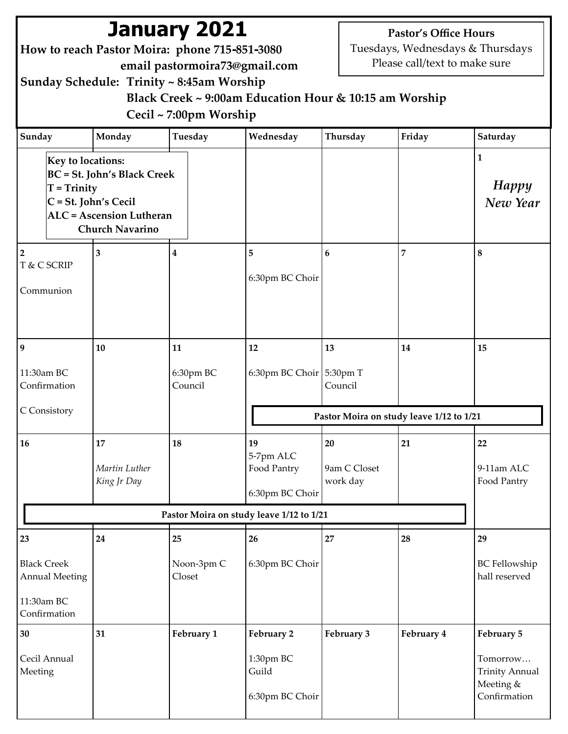# January 2021

**How to reach Pastor Moira: phone 715-851-3080**
**email pastormoira73@gmail.com**

**Sunday Schedule: Trinity ~ 8:45am Worship**
**Black Creek ~ 9:00am Education Hour & 10:15 am Worship**
**Cecil ~ 7:00pm Worship**

**Pastor's Office Hours**
Tuesdays, Wednesdays & Thursdays
Please call/text to make sure

**Key to locations:**
**BC = St. John's Black Creek**
**T = Trinity**
**C = St. John's Cecil**
**ALC = Ascension Lutheran Church Navarino**

| Sunday | Monday | Tuesday | Wednesday | Thursday | Friday | Saturday |
|---|---|---|---|---|---|---|
| | | | | | | **1** *Happy New Year* |
| **2** T & C SCRIP<br>Communion | **3** | **4** | **5** 6:30pm BC Choir | **6** | **7** | **8** |
| **9** 11:30am BC Confirmation<br>C Consistory | **10** | **11** 6:30pm BC Council | **12** 6:30pm BC Choir | **13** 5:30pm T Council | **14** | **15** |
| **16** | **17** *Martin Luther King Jr Day* | **18** | **19** 5-7pm ALC Food Pantry<br>6:30pm BC Choir | **20** 9am C Closet work day | **21** | **22** 9-11am ALC Food Pantry |
| **23** Black Creek Annual Meeting<br>11:30am BC Confirmation | **24** | **25** Noon-3pm C Closet | **26** 6:30pm BC Choir | **27** | **28** | **29** BC Fellowship hall reserved |
| **30** Cecil Annual Meeting | **31** | **February 1** | **February 2** 1:30pm BC Guild<br>6:30pm BC Choir | **February 3** | **February 4** | **February 5** Tomorrow… Trinity Annual Meeting & Confirmation |

**Pastor Moira on study leave 1/12 to 1/21**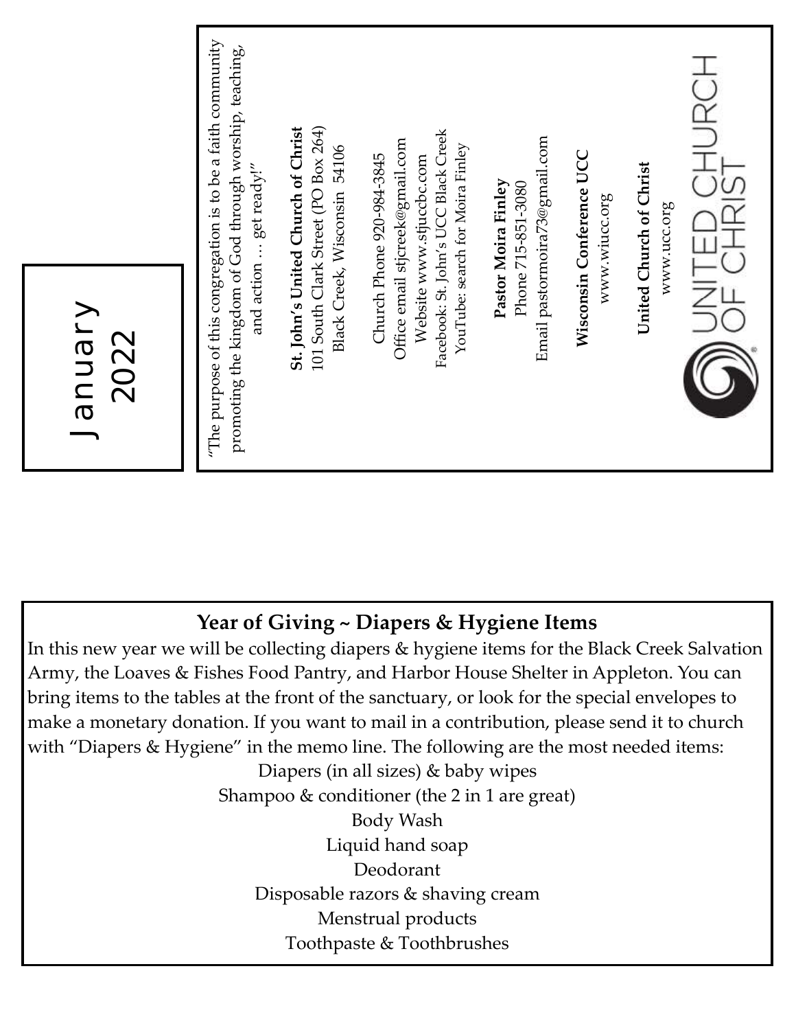January 2022

"The purpose of this congregation is to be a faith community promoting the kingdom of God through worship, teaching, and action … get ready!"

**St. John's United Church of Christ**
101 South Clark Street (PO Box 264)
Black Creek, Wisconsin 54106

Church Phone 920-984-3845
Office email stjcreek@gmail.com
Website www.stjuccbc.com
Facebook: St. John's UCC Black Creek
YouTube: search for Moira Finley

**Pastor Moira Finley**
Phone 715-851-3080
Email pastormoira73@gmail.com

**Wisconsin Conference UCC**
www.wiucc.org

**United Church of Christ**
www.ucc.org

UNITED CHURCH OF CHRIST

## Year of Giving ~ Diapers & Hygiene Items

In this new year we will be collecting diapers & hygiene items for the Black Creek Salvation Army, the Loaves & Fishes Food Pantry, and Harbor House Shelter in Appleton. You can bring items to the tables at the front of the sanctuary, or look for the special envelopes to make a monetary donation. If you want to mail in a contribution, please send it to church with "Diapers & Hygiene" in the memo line. The following are the most needed items:

Diapers (in all sizes) & baby wipes
Shampoo & conditioner (the 2 in 1 are great)
Body Wash
Liquid hand soap
Deodorant
Disposable razors & shaving cream
Menstrual products
Toothpaste & Toothbrushes